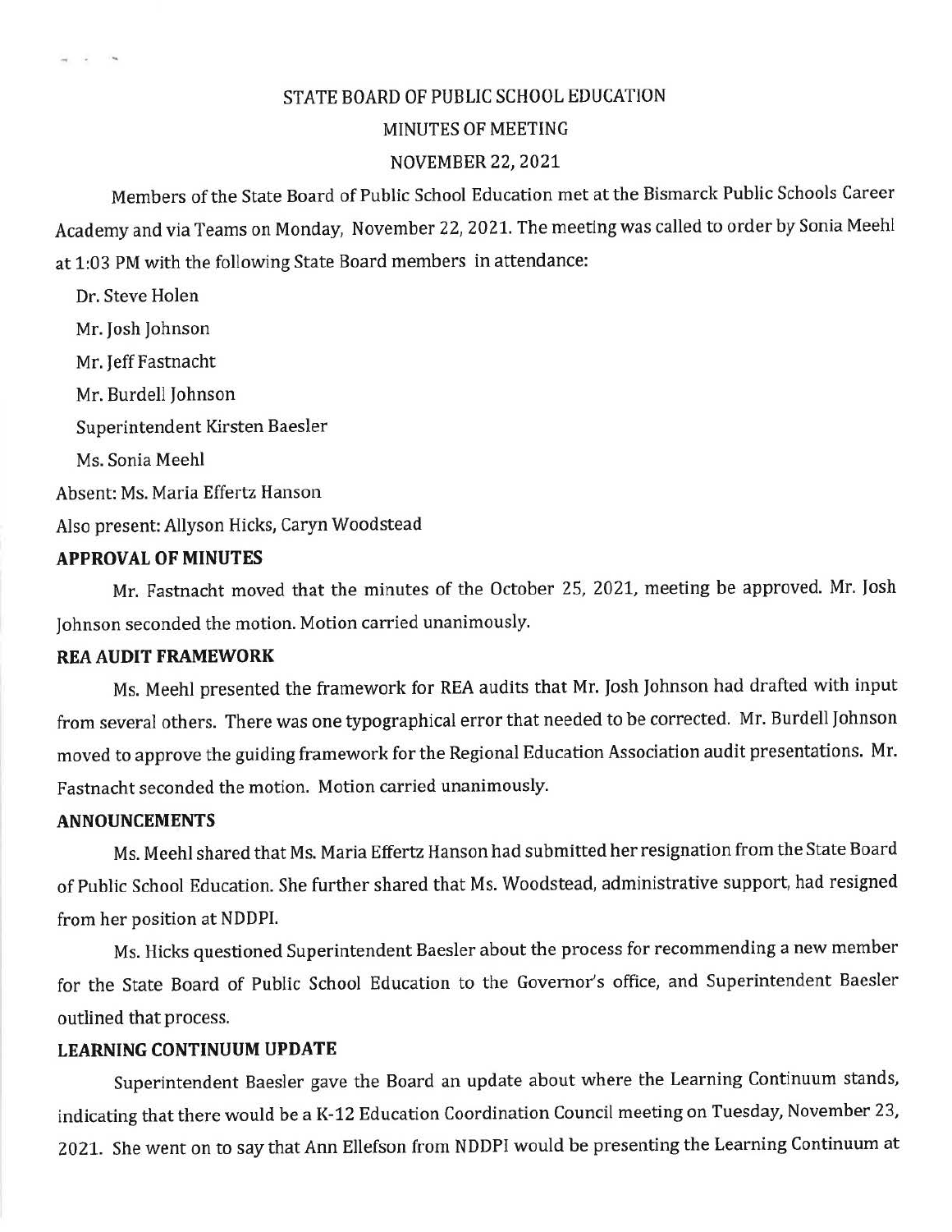STATE BOARD OF PUBLIC SCHOOL EDUCATION

MINUTES OF MEETING

NOVEMBER 22, 2021

Members of the State Board of Public School Education met at the Bismarck Public Schools Career Academy and via Teams on Monday, November 22, 2021. The meeting was called to order by Sonia Meehl at 1:03 PM with the following State Board members in attendance:

Dr. Steve Holen

Mr. Josh Johnson

Mr. Jeff Fastnacht

Mr. Burdell Johnson

Superintendent Kirsten Baesler

Ms. Sonia Meehl

Absent: Ms. Maria Effertz Hanson

Also present: Allyson Hicks, Caryn Woodstead

**APPROVAL OF MINUTES**

Mr. Fastnacht moved that the minutes of the October 25, 2021, meeting be approved. Mr. Josh Johnson seconded the motion. Motion carried unanimously.

**REA AUDIT FRAMEWORK**

Ms. Meehl presented the framework for REA audits that Mr. Josh Johnson had drafted with input from several others. There was one typographical error that needed to be corrected. Mr. Burdell Johnson moved to approve the guiding framework for the Regional Education Association audit presentations. Mr. Fastnacht seconded the motion. Motion carried unanimously.

**ANNOUNCEMENTS**

Ms. Meehl shared that Ms. Maria Effertz Hanson had submitted her resignation from the State Board of Public School Education. She further shared that Ms. Woodstead, administrative support, had resigned from her position at NDDPI.

Ms. Hicks questioned Superintendent Baesler about the process for recommending a new member for the State Board of Public School Education to the Governor's office, and Superintendent Baesler outlined that process.

**LEARNING CONTINUUM UPDATE**

Superintendent Baesler gave the Board an update about where the Learning Continuum stands, indicating that there would be a K-12 Education Coordination Council meeting on Tuesday, November 23, 2021. She went on to say that Ann Ellefson from NDDPI would be presenting the Learning Continuum at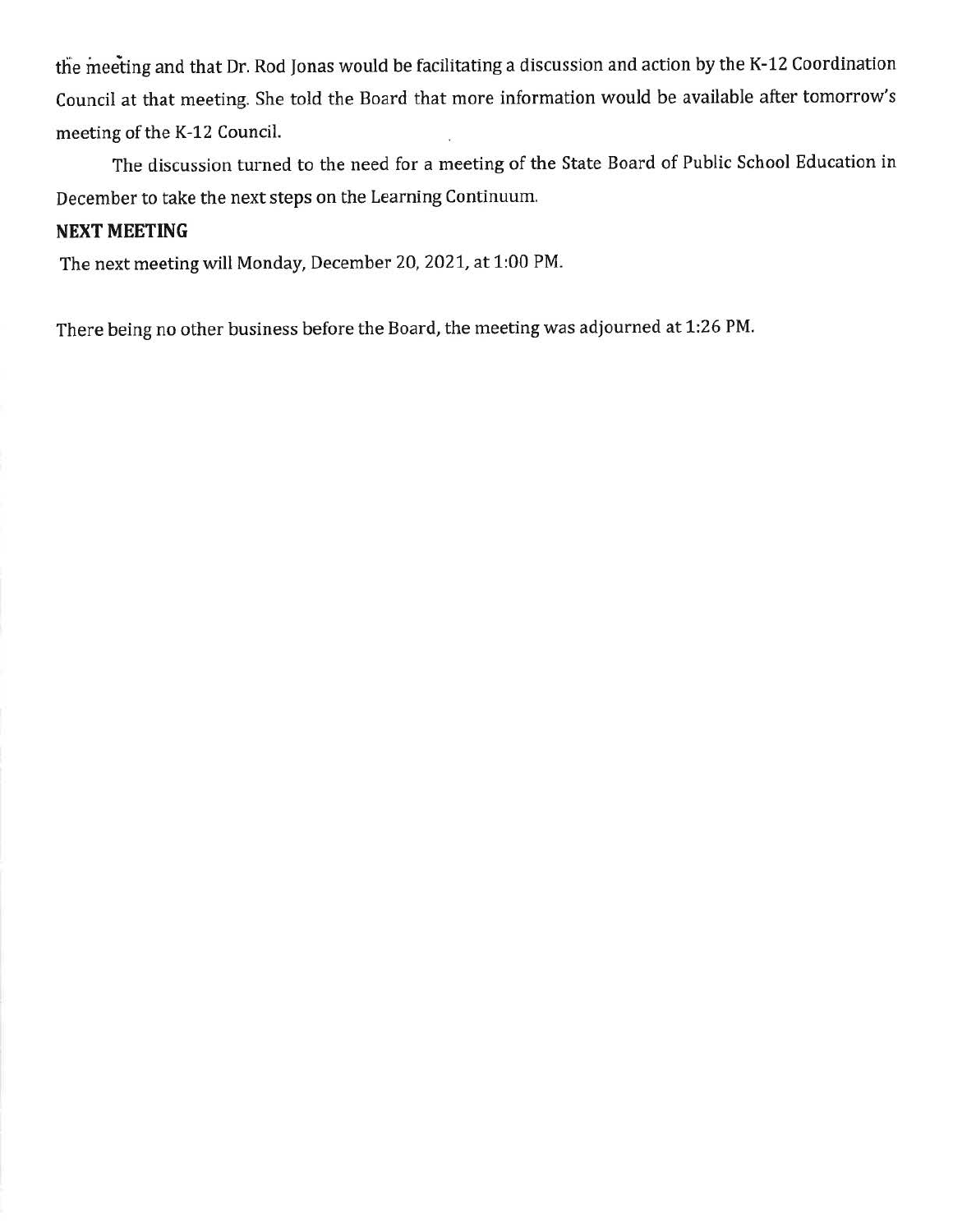the meeting and that Dr. Rod Jonas would be facilitating a discussion and action by the K-12 Coordination Council at that meeting. She told the Board that more information would be available after tomorrow's meeting of the K-12 Council.

The discussion turned to the need for a meeting of the State Board of Public School Education in December to take the next steps on the Learning Continuum.

**NEXT MEETING**

The next meeting will Monday, December 20, 2021, at 1:00 PM.

There being no other business before the Board, the meeting was adjourned at 1:26 PM.